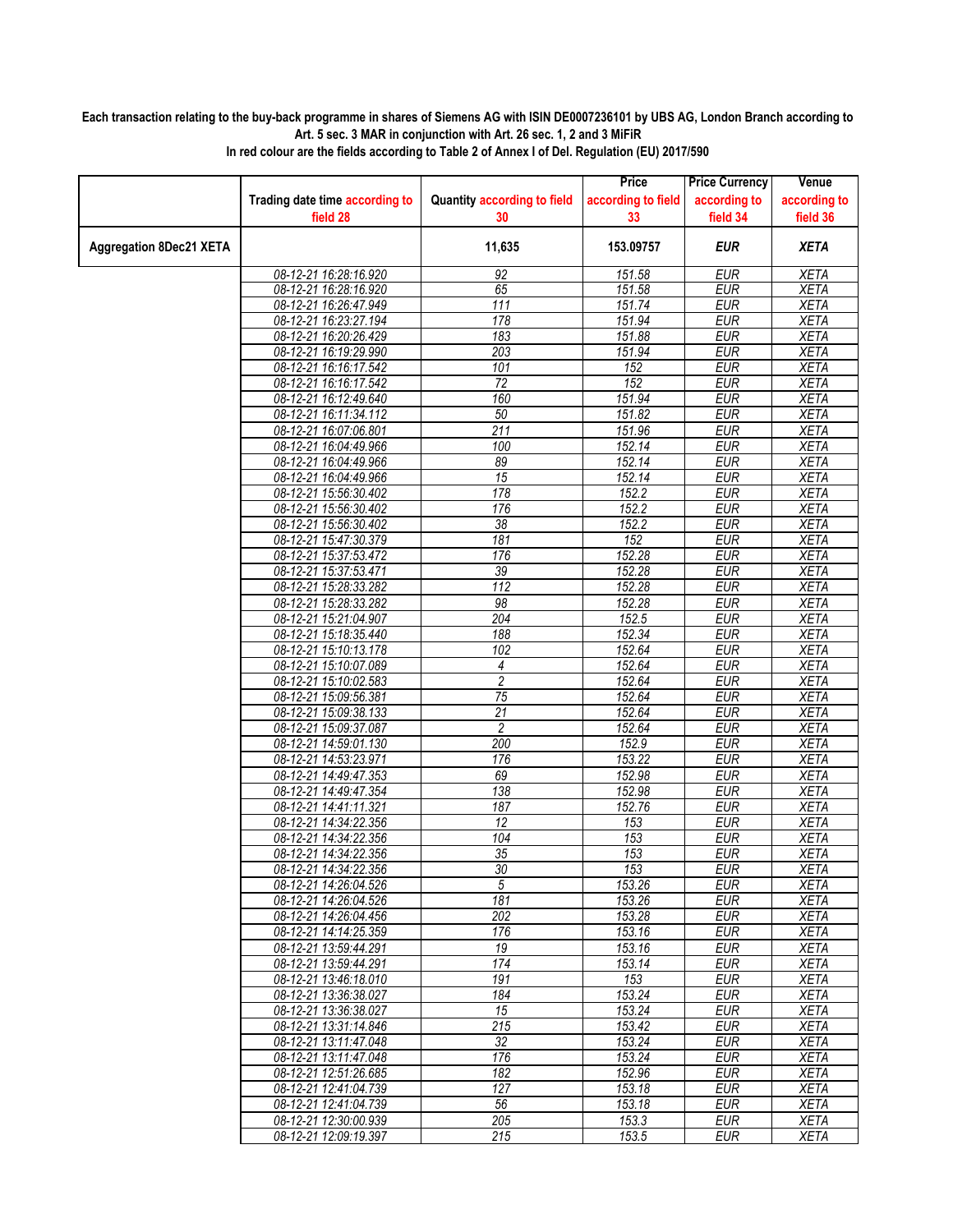**Each transaction relating to the buy-back programme in shares of Siemens AG with ISIN DE0007236101 by UBS AG, London Branch according to Art. 5 sec. 3 MAR in conjunction with Art. 26 sec. 1, 2 and 3 MiFiR**

**In red colour are the fields according to Table 2 of Annex I of Del. Regulation (EU) 2017/590**

| | Trading date time according to field 28 | Quantity according to field 30 | Price according to field 33 | Price Currency according to field 34 | Venue according to field 36 |
|---|---|---|---|---|---|
| **Aggregation 8Dec21 XETA** | | **11,635** | **153.09757** | ***EUR*** | ***XETA*** |
| | 08-12-21 16:28:16.920 | 92 | 151.58 | EUR | XETA |
| | 08-12-21 16:28:16.920 | 65 | 151.58 | EUR | XETA |
| | 08-12-21 16:26:47.949 | 111 | 151.74 | EUR | XETA |
| | 08-12-21 16:23:27.194 | 178 | 151.94 | EUR | XETA |
| | 08-12-21 16:20:26.429 | 183 | 151.88 | EUR | XETA |
| | 08-12-21 16:19:29.990 | 203 | 151.94 | EUR | XETA |
| | 08-12-21 16:16:17.542 | 101 | 152 | EUR | XETA |
| | 08-12-21 16:16:17.542 | 72 | 152 | EUR | XETA |
| | 08-12-21 16:12:49.640 | 160 | 151.94 | EUR | XETA |
| | 08-12-21 16:11:34.112 | 50 | 151.82 | EUR | XETA |
| | 08-12-21 16:07:06.801 | 211 | 151.96 | EUR | XETA |
| | 08-12-21 16:04:49.966 | 100 | 152.14 | EUR | XETA |
| | 08-12-21 16:04:49.966 | 89 | 152.14 | EUR | XETA |
| | 08-12-21 16:04:49.966 | 15 | 152.14 | EUR | XETA |
| | 08-12-21 15:56:30.402 | 178 | 152.2 | EUR | XETA |
| | 08-12-21 15:56:30.402 | 176 | 152.2 | EUR | XETA |
| | 08-12-21 15:56:30.402 | 38 | 152.2 | EUR | XETA |
| | 08-12-21 15:47:30.379 | 181 | 152 | EUR | XETA |
| | 08-12-21 15:37:53.472 | 176 | 152.28 | EUR | XETA |
| | 08-12-21 15:37:53.471 | 39 | 152.28 | EUR | XETA |
| | 08-12-21 15:28:33.282 | 112 | 152.28 | EUR | XETA |
| | 08-12-21 15:28:33.282 | 98 | 152.28 | EUR | XETA |
| | 08-12-21 15:21:04.907 | 204 | 152.5 | EUR | XETA |
| | 08-12-21 15:18:35.440 | 188 | 152.34 | EUR | XETA |
| | 08-12-21 15:10:13.178 | 102 | 152.64 | EUR | XETA |
| | 08-12-21 15:10:07.089 | 4 | 152.64 | EUR | XETA |
| | 08-12-21 15:10:02.583 | 2 | 152.64 | EUR | XETA |
| | 08-12-21 15:09:56.381 | 75 | 152.64 | EUR | XETA |
| | 08-12-21 15:09:38.133 | 21 | 152.64 | EUR | XETA |
| | 08-12-21 15:09:37.087 | 2 | 152.64 | EUR | XETA |
| | 08-12-21 14:59:01.130 | 200 | 152.9 | EUR | XETA |
| | 08-12-21 14:53:23.971 | 176 | 153.22 | EUR | XETA |
| | 08-12-21 14:49:47.353 | 69 | 152.98 | EUR | XETA |
| | 08-12-21 14:49:47.354 | 138 | 152.98 | EUR | XETA |
| | 08-12-21 14:41:11.321 | 187 | 152.76 | EUR | XETA |
| | 08-12-21 14:34:22.356 | 12 | 153 | EUR | XETA |
| | 08-12-21 14:34:22.356 | 104 | 153 | EUR | XETA |
| | 08-12-21 14:34:22.356 | 35 | 153 | EUR | XETA |
| | 08-12-21 14:34:22.356 | 30 | 153 | EUR | XETA |
| | 08-12-21 14:26:04.526 | 5 | 153.26 | EUR | XETA |
| | 08-12-21 14:26:04.526 | 181 | 153.26 | EUR | XETA |
| | 08-12-21 14:26:04.456 | 202 | 153.28 | EUR | XETA |
| | 08-12-21 14:14:25.359 | 176 | 153.16 | EUR | XETA |
| | 08-12-21 13:59:44.291 | 19 | 153.16 | EUR | XETA |
| | 08-12-21 13:59:44.291 | 174 | 153.14 | EUR | XETA |
| | 08-12-21 13:46:18.010 | 191 | 153 | EUR | XETA |
| | 08-12-21 13:36:38.027 | 184 | 153.24 | EUR | XETA |
| | 08-12-21 13:36:38.027 | 15 | 153.24 | EUR | XETA |
| | 08-12-21 13:31:14.846 | 215 | 153.42 | EUR | XETA |
| | 08-12-21 13:11:47.048 | 32 | 153.24 | EUR | XETA |
| | 08-12-21 13:11:47.048 | 176 | 153.24 | EUR | XETA |
| | 08-12-21 12:51:26.685 | 182 | 152.96 | EUR | XETA |
| | 08-12-21 12:41:04.739 | 127 | 153.18 | EUR | XETA |
| | 08-12-21 12:41:04.739 | 56 | 153.18 | EUR | XETA |
| | 08-12-21 12:30:00.939 | 205 | 153.3 | EUR | XETA |
| | 08-12-21 12:09:19.397 | 215 | 153.5 | EUR | XETA |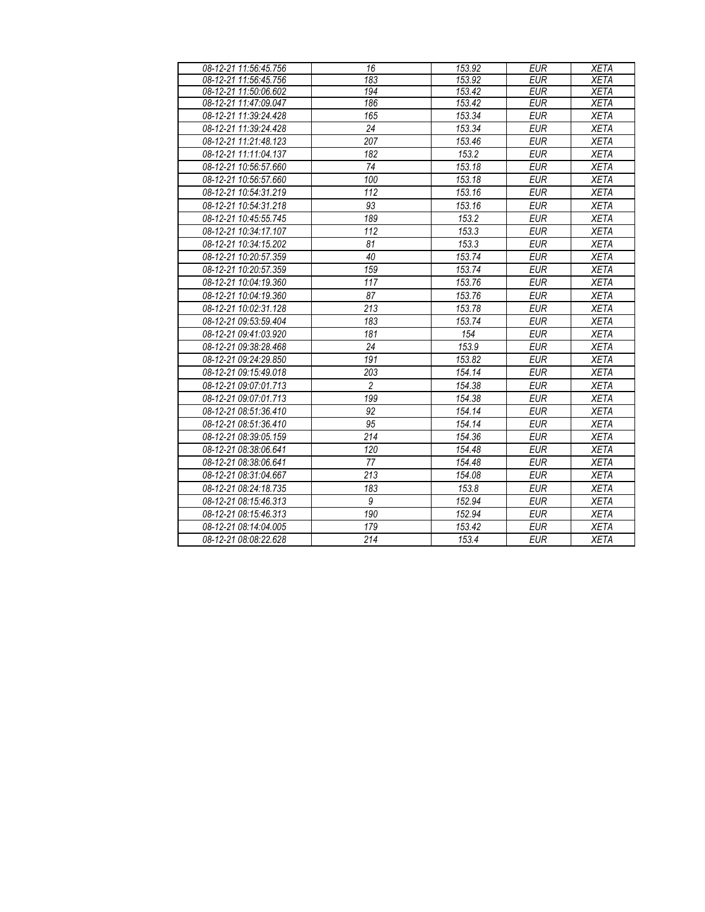| 08-12-21 11:56:45.756 | 16 | 153.92 | EUR | XETA |
|---|---|---|---|---|
| 08-12-21 11:56:45.756 | 183 | 153.92 | EUR | XETA |
| 08-12-21 11:50:06.602 | 194 | 153.42 | EUR | XETA |
| 08-12-21 11:47:09.047 | 186 | 153.42 | EUR | XETA |
| 08-12-21 11:39:24.428 | 165 | 153.34 | EUR | XETA |
| 08-12-21 11:39:24.428 | 24 | 153.34 | EUR | XETA |
| 08-12-21 11:21:48.123 | 207 | 153.46 | EUR | XETA |
| 08-12-21 11:11:04.137 | 182 | 153.2 | EUR | XETA |
| 08-12-21 10:56:57.660 | 74 | 153.18 | EUR | XETA |
| 08-12-21 10:56:57.660 | 100 | 153.18 | EUR | XETA |
| 08-12-21 10:54:31.219 | 112 | 153.16 | EUR | XETA |
| 08-12-21 10:54:31.218 | 93 | 153.16 | EUR | XETA |
| 08-12-21 10:45:55.745 | 189 | 153.2 | EUR | XETA |
| 08-12-21 10:34:17.107 | 112 | 153.3 | EUR | XETA |
| 08-12-21 10:34:15.202 | 81 | 153.3 | EUR | XETA |
| 08-12-21 10:20:57.359 | 40 | 153.74 | EUR | XETA |
| 08-12-21 10:20:57.359 | 159 | 153.74 | EUR | XETA |
| 08-12-21 10:04:19.360 | 117 | 153.76 | EUR | XETA |
| 08-12-21 10:04:19.360 | 87 | 153.76 | EUR | XETA |
| 08-12-21 10:02:31.128 | 213 | 153.78 | EUR | XETA |
| 08-12-21 09:53:59.404 | 183 | 153.74 | EUR | XETA |
| 08-12-21 09:41:03.920 | 181 | 154 | EUR | XETA |
| 08-12-21 09:38:28.468 | 24 | 153.9 | EUR | XETA |
| 08-12-21 09:24:29.850 | 191 | 153.82 | EUR | XETA |
| 08-12-21 09:15:49.018 | 203 | 154.14 | EUR | XETA |
| 08-12-21 09:07:01.713 | 2 | 154.38 | EUR | XETA |
| 08-12-21 09:07:01.713 | 199 | 154.38 | EUR | XETA |
| 08-12-21 08:51:36.410 | 92 | 154.14 | EUR | XETA |
| 08-12-21 08:51:36.410 | 95 | 154.14 | EUR | XETA |
| 08-12-21 08:39:05.159 | 214 | 154.36 | EUR | XETA |
| 08-12-21 08:38:06.641 | 120 | 154.48 | EUR | XETA |
| 08-12-21 08:38:06.641 | 77 | 154.48 | EUR | XETA |
| 08-12-21 08:31:04.667 | 213 | 154.08 | EUR | XETA |
| 08-12-21 08:24:18.735 | 183 | 153.8 | EUR | XETA |
| 08-12-21 08:15:46.313 | 9 | 152.94 | EUR | XETA |
| 08-12-21 08:15:46.313 | 190 | 152.94 | EUR | XETA |
| 08-12-21 08:14:04.005 | 179 | 153.42 | EUR | XETA |
| 08-12-21 08:08:22.628 | 214 | 153.4 | EUR | XETA |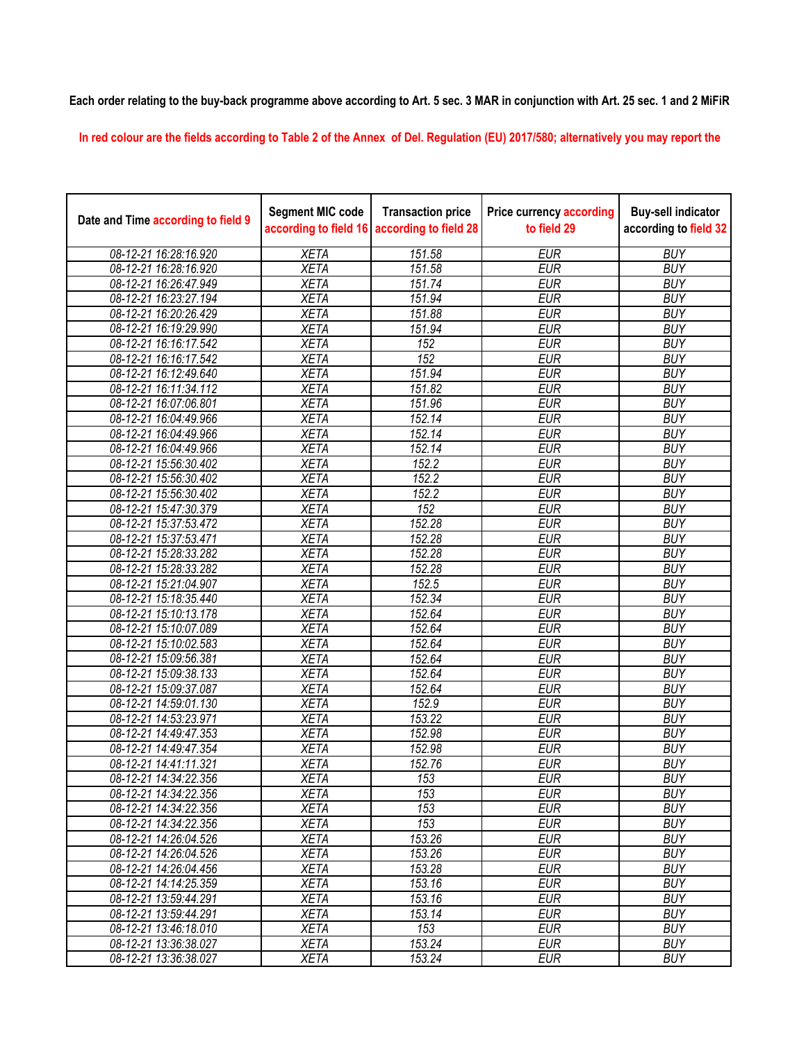**Each order relating to the buy-back programme above according to Art. 5 sec. 3 MAR in conjunction with Art. 25 sec. 1 and 2 MiFiR**

In red colour are the fields according to Table 2 of the Annex of Del. Regulation (EU) 2017/580; alternatively you may report the

| Date and Time according to field 9 | Segment MIC code according to field 16 | Transaction price according to field 28 | Price currency according to field 29 | Buy-sell indicator according to field 32 |
|---|---|---|---|---|
| 08-12-21 16:28:16.920 | XETA | 151.58 | EUR | BUY |
| 08-12-21 16:28:16.920 | XETA | 151.58 | EUR | BUY |
| 08-12-21 16:26:47.949 | XETA | 151.74 | EUR | BUY |
| 08-12-21 16:23:27.194 | XETA | 151.94 | EUR | BUY |
| 08-12-21 16:20:26.429 | XETA | 151.88 | EUR | BUY |
| 08-12-21 16:19:29.990 | XETA | 151.94 | EUR | BUY |
| 08-12-21 16:16:17.542 | XETA | 152 | EUR | BUY |
| 08-12-21 16:16:17.542 | XETA | 152 | EUR | BUY |
| 08-12-21 16:12:49.640 | XETA | 151.94 | EUR | BUY |
| 08-12-21 16:11:34.112 | XETA | 151.82 | EUR | BUY |
| 08-12-21 16:07:06.801 | XETA | 151.96 | EUR | BUY |
| 08-12-21 16:04:49.966 | XETA | 152.14 | EUR | BUY |
| 08-12-21 16:04:49.966 | XETA | 152.14 | EUR | BUY |
| 08-12-21 16:04:49.966 | XETA | 152.14 | EUR | BUY |
| 08-12-21 15:56:30.402 | XETA | 152.2 | EUR | BUY |
| 08-12-21 15:56:30.402 | XETA | 152.2 | EUR | BUY |
| 08-12-21 15:56:30.402 | XETA | 152.2 | EUR | BUY |
| 08-12-21 15:47:30.379 | XETA | 152 | EUR | BUY |
| 08-12-21 15:37:53.472 | XETA | 152.28 | EUR | BUY |
| 08-12-21 15:37:53.471 | XETA | 152.28 | EUR | BUY |
| 08-12-21 15:28:33.282 | XETA | 152.28 | EUR | BUY |
| 08-12-21 15:28:33.282 | XETA | 152.28 | EUR | BUY |
| 08-12-21 15:21:04.907 | XETA | 152.5 | EUR | BUY |
| 08-12-21 15:18:35.440 | XETA | 152.34 | EUR | BUY |
| 08-12-21 15:10:13.178 | XETA | 152.64 | EUR | BUY |
| 08-12-21 15:10:07.089 | XETA | 152.64 | EUR | BUY |
| 08-12-21 15:10:02.583 | XETA | 152.64 | EUR | BUY |
| 08-12-21 15:09:56.381 | XETA | 152.64 | EUR | BUY |
| 08-12-21 15:09:38.133 | XETA | 152.64 | EUR | BUY |
| 08-12-21 15:09:37.087 | XETA | 152.64 | EUR | BUY |
| 08-12-21 14:59:01.130 | XETA | 152.9 | EUR | BUY |
| 08-12-21 14:53:23.971 | XETA | 153.22 | EUR | BUY |
| 08-12-21 14:49:47.353 | XETA | 152.98 | EUR | BUY |
| 08-12-21 14:49:47.354 | XETA | 152.98 | EUR | BUY |
| 08-12-21 14:41:11.321 | XETA | 152.76 | EUR | BUY |
| 08-12-21 14:34:22.356 | XETA | 153 | EUR | BUY |
| 08-12-21 14:34:22.356 | XETA | 153 | EUR | BUY |
| 08-12-21 14:34:22.356 | XETA | 153 | EUR | BUY |
| 08-12-21 14:34:22.356 | XETA | 153 | EUR | BUY |
| 08-12-21 14:26:04.526 | XETA | 153.26 | EUR | BUY |
| 08-12-21 14:26:04.526 | XETA | 153.26 | EUR | BUY |
| 08-12-21 14:26:04.456 | XETA | 153.28 | EUR | BUY |
| 08-12-21 14:14:25.359 | XETA | 153.16 | EUR | BUY |
| 08-12-21 13:59:44.291 | XETA | 153.16 | EUR | BUY |
| 08-12-21 13:59:44.291 | XETA | 153.14 | EUR | BUY |
| 08-12-21 13:46:18.010 | XETA | 153 | EUR | BUY |
| 08-12-21 13:36:38.027 | XETA | 153.24 | EUR | BUY |
| 08-12-21 13:36:38.027 | XETA | 153.24 | EUR | BUY |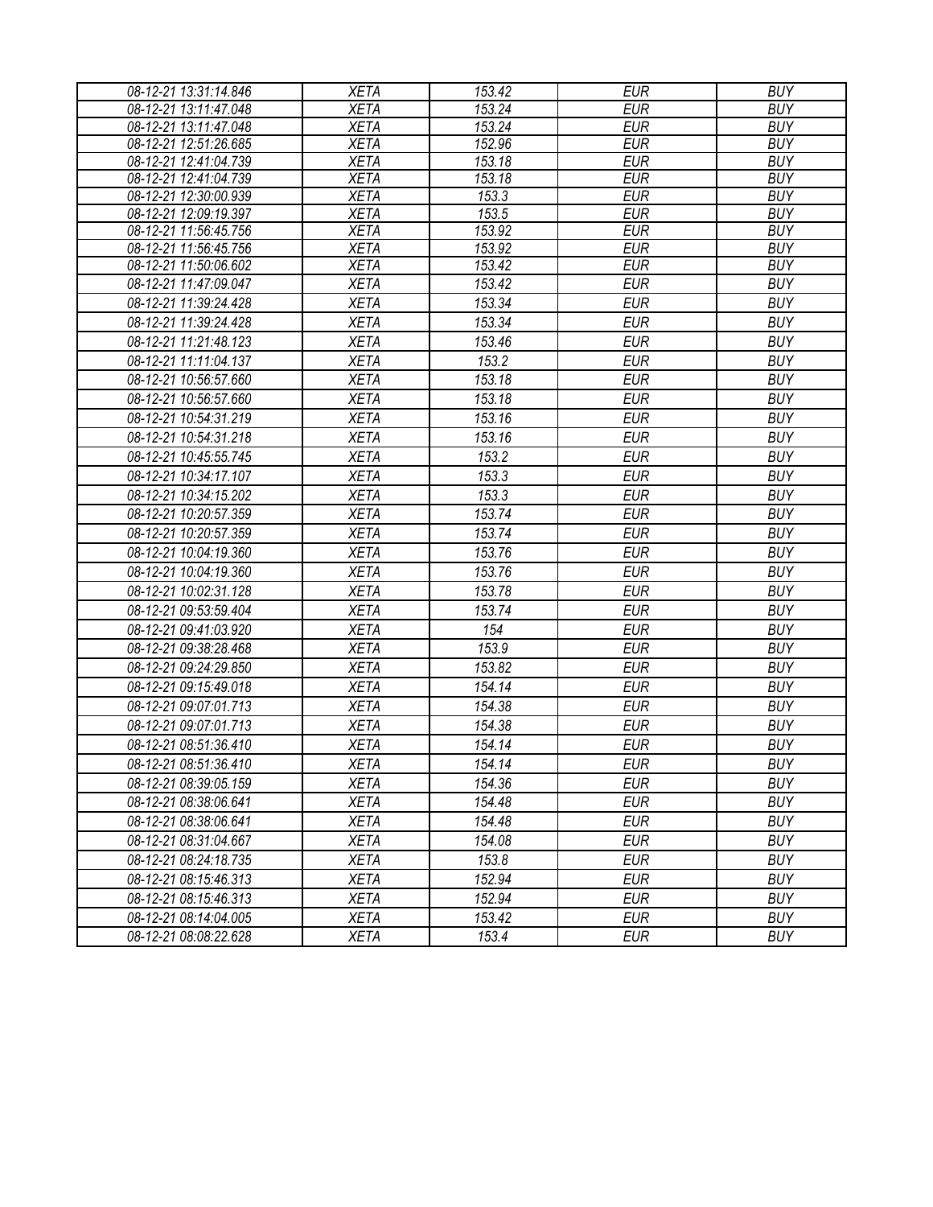| | | | | |
|---|---|---|---|---|
| *08-12-21 13:31:14.846* | *XETA* | *153.42* | *EUR* | *BUY* |
| *08-12-21 13:11:47.048* | *XETA* | *153.24* | *EUR* | *BUY* |
| *08-12-21 13:11:47.048* | *XETA* | *153.24* | *EUR* | *BUY* |
| *08-12-21 12:51:26.685* | *XETA* | *152.96* | *EUR* | *BUY* |
| *08-12-21 12:41:04.739* | *XETA* | *153.18* | *EUR* | *BUY* |
| *08-12-21 12:41:04.739* | *XETA* | *153.18* | *EUR* | *BUY* |
| *08-12-21 12:30:00.939* | *XETA* | *153.3* | *EUR* | *BUY* |
| *08-12-21 12:09:19.397* | *XETA* | *153.5* | *EUR* | *BUY* |
| *08-12-21 11:56:45.756* | *XETA* | *153.92* | *EUR* | *BUY* |
| *08-12-21 11:56:45.756* | *XETA* | *153.92* | *EUR* | *BUY* |
| *08-12-21 11:50:06.602* | *XETA* | *153.42* | *EUR* | *BUY* |
| *08-12-21 11:47:09.047* | *XETA* | *153.42* | *EUR* | *BUY* |
| *08-12-21 11:39:24.428* | *XETA* | *153.34* | *EUR* | *BUY* |
| *08-12-21 11:39:24.428* | *XETA* | *153.34* | *EUR* | *BUY* |
| *08-12-21 11:21:48.123* | *XETA* | *153.46* | *EUR* | *BUY* |
| *08-12-21 11:11:04.137* | *XETA* | *153.2* | *EUR* | *BUY* |
| *08-12-21 10:56:57.660* | *XETA* | *153.18* | *EUR* | *BUY* |
| *08-12-21 10:56:57.660* | *XETA* | *153.18* | *EUR* | *BUY* |
| *08-12-21 10:54:31.219* | *XETA* | *153.16* | *EUR* | *BUY* |
| *08-12-21 10:54:31.218* | *XETA* | *153.16* | *EUR* | *BUY* |
| *08-12-21 10:45:55.745* | *XETA* | *153.2* | *EUR* | *BUY* |
| *08-12-21 10:34:17.107* | *XETA* | *153.3* | *EUR* | *BUY* |
| *08-12-21 10:34:15.202* | *XETA* | *153.3* | *EUR* | *BUY* |
| *08-12-21 10:20:57.359* | *XETA* | *153.74* | *EUR* | *BUY* |
| *08-12-21 10:20:57.359* | *XETA* | *153.74* | *EUR* | *BUY* |
| *08-12-21 10:04:19.360* | *XETA* | *153.76* | *EUR* | *BUY* |
| *08-12-21 10:04:19.360* | *XETA* | *153.76* | *EUR* | *BUY* |
| *08-12-21 10:02:31.128* | *XETA* | *153.78* | *EUR* | *BUY* |
| *08-12-21 09:53:59.404* | *XETA* | *153.74* | *EUR* | *BUY* |
| *08-12-21 09:41:03.920* | *XETA* | *154* | *EUR* | *BUY* |
| *08-12-21 09:38:28.468* | *XETA* | *153.9* | *EUR* | *BUY* |
| *08-12-21 09:24:29.850* | *XETA* | *153.82* | *EUR* | *BUY* |
| *08-12-21 09:15:49.018* | *XETA* | *154.14* | *EUR* | *BUY* |
| *08-12-21 09:07:01.713* | *XETA* | *154.38* | *EUR* | *BUY* |
| *08-12-21 09:07:01.713* | *XETA* | *154.38* | *EUR* | *BUY* |
| *08-12-21 08:51:36.410* | *XETA* | *154.14* | *EUR* | *BUY* |
| *08-12-21 08:51:36.410* | *XETA* | *154.14* | *EUR* | *BUY* |
| *08-12-21 08:39:05.159* | *XETA* | *154.36* | *EUR* | *BUY* |
| *08-12-21 08:38:06.641* | *XETA* | *154.48* | *EUR* | *BUY* |
| *08-12-21 08:38:06.641* | *XETA* | *154.48* | *EUR* | *BUY* |
| *08-12-21 08:31:04.667* | *XETA* | *154.08* | *EUR* | *BUY* |
| *08-12-21 08:24:18.735* | *XETA* | *153.8* | *EUR* | *BUY* |
| *08-12-21 08:15:46.313* | *XETA* | *152.94* | *EUR* | *BUY* |
| *08-12-21 08:15:46.313* | *XETA* | *152.94* | *EUR* | *BUY* |
| *08-12-21 08:14:04.005* | *XETA* | *153.42* | *EUR* | *BUY* |
| *08-12-21 08:08:22.628* | *XETA* | *153.4* | *EUR* | *BUY* |